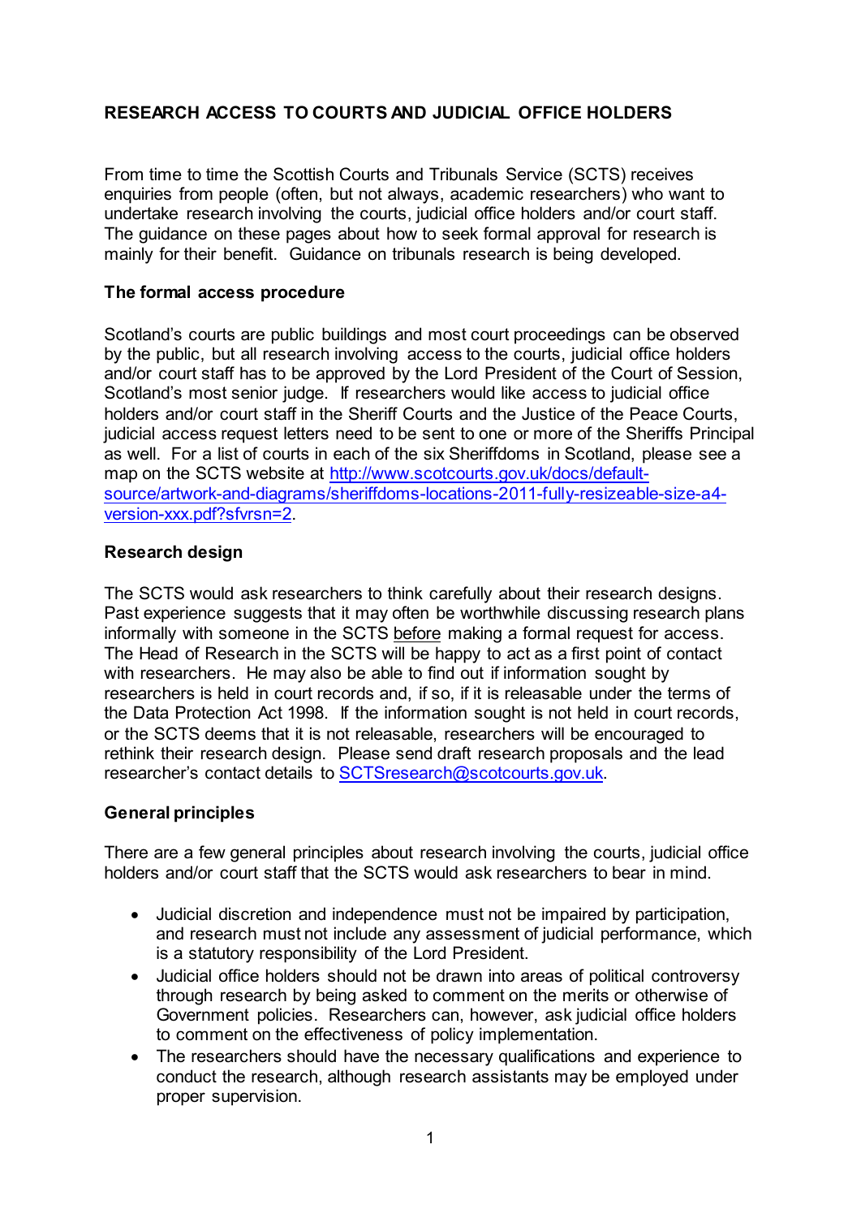# RESEARCH ACCESS TO COURTS AND JUDICIAL OFFICE HOLDERS

From time to time the Scottish Courts and Tribunals Service (SCTS) receives enquiries from people (often, but not always, academic researchers) who want to undertake research involving the courts, judicial office holders and/or court staff. The guidance on these pages about how to seek formal approval for research is mainly for their benefit. Guidance on tribunals research is being developed.

## The formal access procedure

Scotland's courts are public buildings and most court proceedings can be observed by the public, but all research involving access to the courts, judicial office holders and/or court staff has to be approved by the Lord President of the Court of Session, Scotland's most senior judge. If researchers would like access to judicial office holders and/or court staff in the Sheriff Courts and the Justice of the Peace Courts, judicial access request letters need to be sent to one or more of the Sheriffs Principal as well. For a list of courts in each of the six Sheriffdoms in Scotland, please see a map on the SCTS website at [http://www.scotcourts.gov.uk/docs/default-source/artwork-and-diagrams/sheriffdoms-locations-2011-fully-resizeable-size-a4-version-xxx.pdf?sfvrsn=2](http://www.scotcourts.gov.uk/docs/default-source/artwork-and-diagrams/sheriffdoms-locations-2011-fully-resizeable-size-a4-version-xxx.pdf?sfvrsn=2).

## Research design

The SCTS would ask researchers to think carefully about their research designs. Past experience suggests that it may often be worthwhile discussing research plans informally with someone in the SCTS <u>before</u> making a formal request for access. The Head of Research in the SCTS will be happy to act as a first point of contact with researchers. He may also be able to find out if information sought by researchers is held in court records and, if so, if it is releasable under the terms of the Data Protection Act 1998. If the information sought is not held in court records, or the SCTS deems that it is not releasable, researchers will be encouraged to rethink their research design. Please send draft research proposals and the lead researcher's contact details to [SCTSresearch@scotcourts.gov.uk](mailto:SCTSresearch@scotcourts.gov.uk).

## General principles

There are a few general principles about research involving the courts, judicial office holders and/or court staff that the SCTS would ask researchers to bear in mind.

- Judicial discretion and independence must not be impaired by participation, and research must not include any assessment of judicial performance, which is a statutory responsibility of the Lord President.
- Judicial office holders should not be drawn into areas of political controversy through research by being asked to comment on the merits or otherwise of Government policies. Researchers can, however, ask judicial office holders to comment on the effectiveness of policy implementation.
- The researchers should have the necessary qualifications and experience to conduct the research, although research assistants may be employed under proper supervision.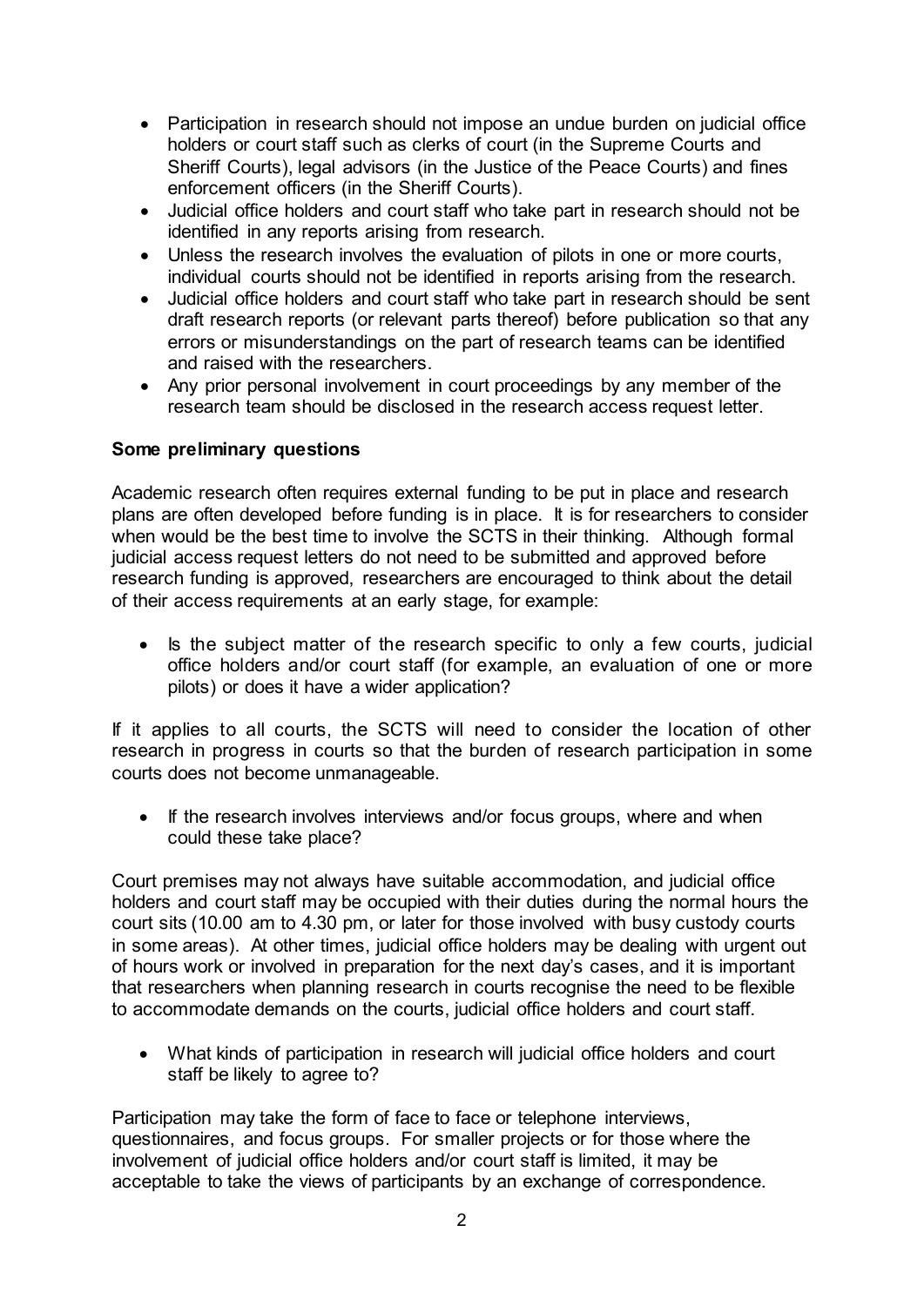- Participation in research should not impose an undue burden on judicial office holders or court staff such as clerks of court (in the Supreme Courts and Sheriff Courts), legal advisors (in the Justice of the Peace Courts) and fines enforcement officers (in the Sheriff Courts).
- Judicial office holders and court staff who take part in research should not be identified in any reports arising from research.
- Unless the research involves the evaluation of pilots in one or more courts, individual courts should not be identified in reports arising from the research.
- Judicial office holders and court staff who take part in research should be sent draft research reports (or relevant parts thereof) before publication so that any errors or misunderstandings on the part of research teams can be identified and raised with the researchers.
- Any prior personal involvement in court proceedings by any member of the research team should be disclosed in the research access request letter.

**Some preliminary questions**

Academic research often requires external funding to be put in place and research plans are often developed before funding is in place. It is for researchers to consider when would be the best time to involve the SCTS in their thinking. Although formal judicial access request letters do not need to be submitted and approved before research funding is approved, researchers are encouraged to think about the detail of their access requirements at an early stage, for example:

- Is the subject matter of the research specific to only a few courts, judicial office holders and/or court staff (for example, an evaluation of one or more pilots) or does it have a wider application?

If it applies to all courts, the SCTS will need to consider the location of other research in progress in courts so that the burden of research participation in some courts does not become unmanageable.

- If the research involves interviews and/or focus groups, where and when could these take place?

Court premises may not always have suitable accommodation, and judicial office holders and court staff may be occupied with their duties during the normal hours the court sits (10.00 am to 4.30 pm, or later for those involved with busy custody courts in some areas). At other times, judicial office holders may be dealing with urgent out of hours work or involved in preparation for the next day's cases, and it is important that researchers when planning research in courts recognise the need to be flexible to accommodate demands on the courts, judicial office holders and court staff.

- What kinds of participation in research will judicial office holders and court staff be likely to agree to?

Participation may take the form of face to face or telephone interviews, questionnaires, and focus groups. For smaller projects or for those where the involvement of judicial office holders and/or court staff is limited, it may be acceptable to take the views of participants by an exchange of correspondence.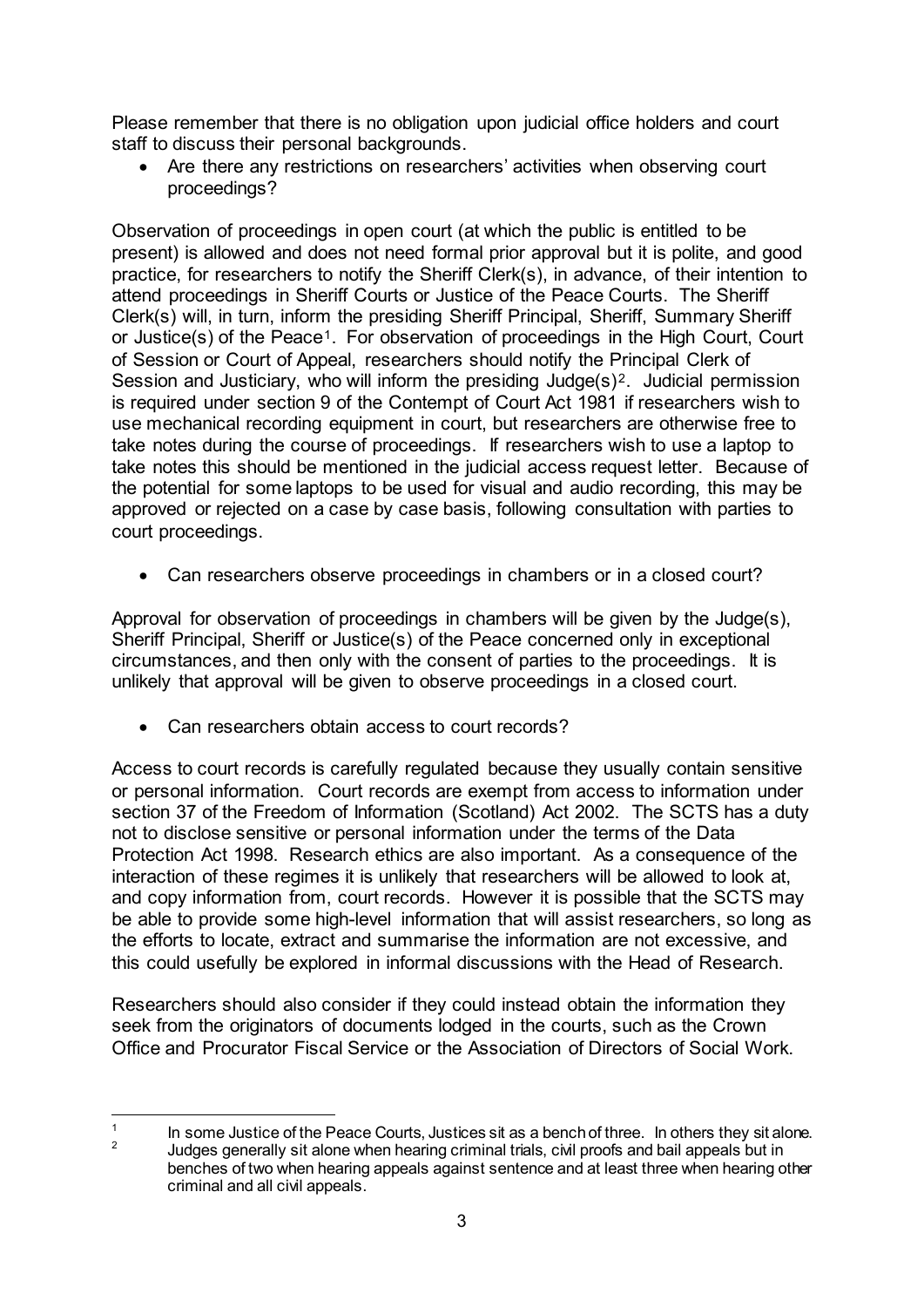Please remember that there is no obligation upon judicial office holders and court staff to discuss their personal backgrounds.

- Are there any restrictions on researchers' activities when observing court proceedings?

Observation of proceedings in open court (at which the public is entitled to be present) is allowed and does not need formal prior approval but it is polite, and good practice, for researchers to notify the Sheriff Clerk(s), in advance, of their intention to attend proceedings in Sheriff Courts or Justice of the Peace Courts. The Sheriff Clerk(s) will, in turn, inform the presiding Sheriff Principal, Sheriff, Summary Sheriff or Justice(s) of the Peace[1]. For observation of proceedings in the High Court, Court of Session or Court of Appeal, researchers should notify the Principal Clerk of Session and Justiciary, who will inform the presiding Judge(s)[2]. Judicial permission is required under section 9 of the Contempt of Court Act 1981 if researchers wish to use mechanical recording equipment in court, but researchers are otherwise free to take notes during the course of proceedings. If researchers wish to use a laptop to take notes this should be mentioned in the judicial access request letter. Because of the potential for some laptops to be used for visual and audio recording, this may be approved or rejected on a case by case basis, following consultation with parties to court proceedings.

- Can researchers observe proceedings in chambers or in a closed court?

Approval for observation of proceedings in chambers will be given by the Judge(s), Sheriff Principal, Sheriff or Justice(s) of the Peace concerned only in exceptional circumstances, and then only with the consent of parties to the proceedings. It is unlikely that approval will be given to observe proceedings in a closed court.

- Can researchers obtain access to court records?

Access to court records is carefully regulated because they usually contain sensitive or personal information. Court records are exempt from access to information under section 37 of the Freedom of Information (Scotland) Act 2002. The SCTS has a duty not to disclose sensitive or personal information under the terms of the Data Protection Act 1998. Research ethics are also important. As a consequence of the interaction of these regimes it is unlikely that researchers will be allowed to look at, and copy information from, court records. However it is possible that the SCTS may be able to provide some high-level information that will assist researchers, so long as the efforts to locate, extract and summarise the information are not excessive, and this could usefully be explored in informal discussions with the Head of Research.

Researchers should also consider if they could instead obtain the information they seek from the originators of documents lodged in the courts, such as the Crown Office and Procurator Fiscal Service or the Association of Directors of Social Work.

---

[1] In some Justice of the Peace Courts, Justices sit as a bench of three. In others they sit alone.

[2] Judges generally sit alone when hearing criminal trials, civil proofs and bail appeals but in benches of two when hearing appeals against sentence and at least three when hearing other criminal and all civil appeals.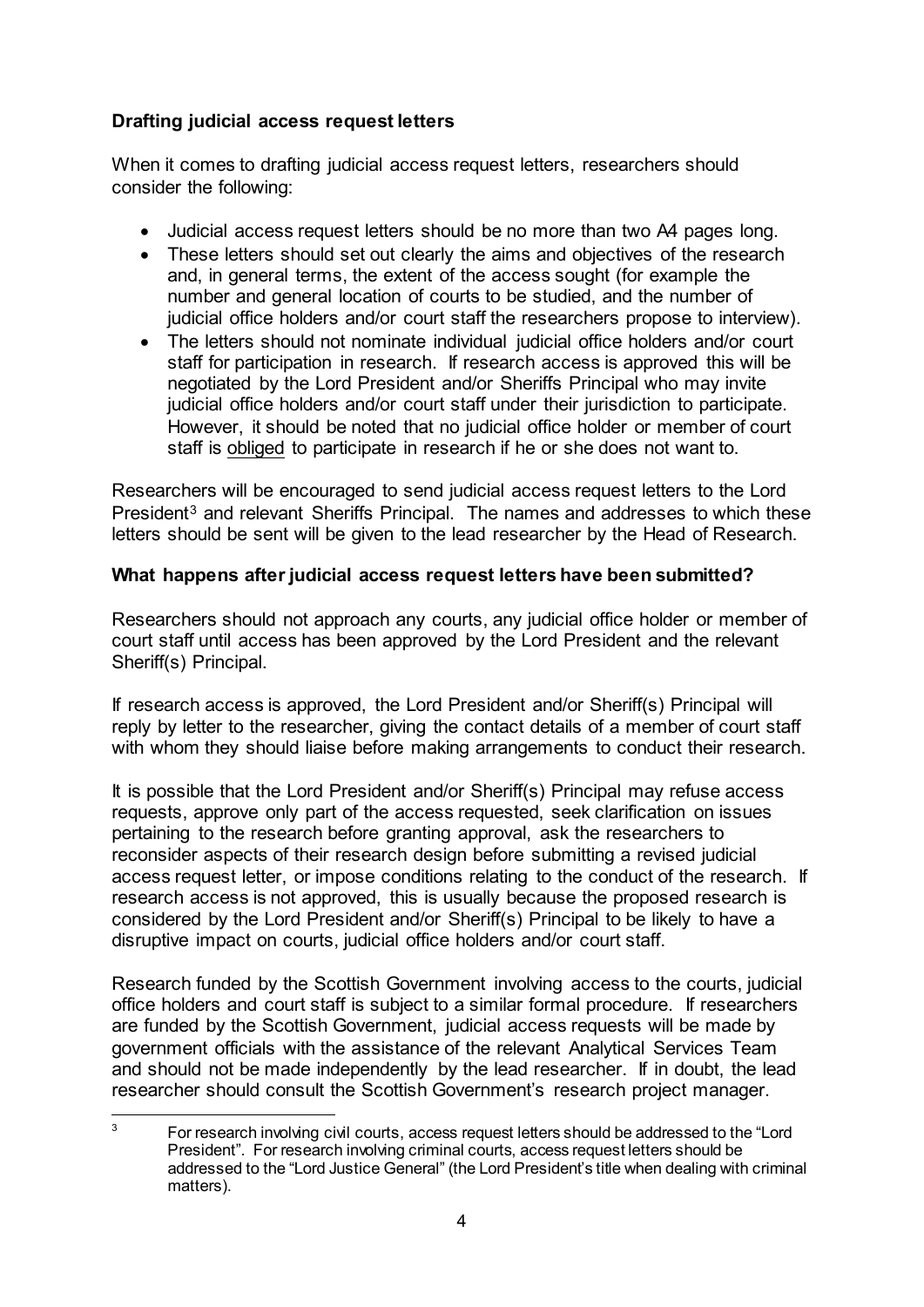**Drafting judicial access request letters**

When it comes to drafting judicial access request letters, researchers should consider the following:

- Judicial access request letters should be no more than two A4 pages long.
- These letters should set out clearly the aims and objectives of the research and, in general terms, the extent of the access sought (for example the number and general location of courts to be studied, and the number of judicial office holders and/or court staff the researchers propose to interview).
- The letters should not nominate individual judicial office holders and/or court staff for participation in research. If research access is approved this will be negotiated by the Lord President and/or Sheriffs Principal who may invite judicial office holders and/or court staff under their jurisdiction to participate. However, it should be noted that no judicial office holder or member of court staff is <u>obliged</u> to participate in research if he or she does not want to.

Researchers will be encouraged to send judicial access request letters to the Lord President[3] and relevant Sheriffs Principal. The names and addresses to which these letters should be sent will be given to the lead researcher by the Head of Research.

**What happens after judicial access request letters have been submitted?**

Researchers should not approach any courts, any judicial office holder or member of court staff until access has been approved by the Lord President and the relevant Sheriff(s) Principal.

If research access is approved, the Lord President and/or Sheriff(s) Principal will reply by letter to the researcher, giving the contact details of a member of court staff with whom they should liaise before making arrangements to conduct their research.

It is possible that the Lord President and/or Sheriff(s) Principal may refuse access requests, approve only part of the access requested, seek clarification on issues pertaining to the research before granting approval, ask the researchers to reconsider aspects of their research design before submitting a revised judicial access request letter, or impose conditions relating to the conduct of the research. If research access is not approved, this is usually because the proposed research is considered by the Lord President and/or Sheriff(s) Principal to be likely to have a disruptive impact on courts, judicial office holders and/or court staff.

Research funded by the Scottish Government involving access to the courts, judicial office holders and court staff is subject to a similar formal procedure. If researchers are funded by the Scottish Government, judicial access requests will be made by government officials with the assistance of the relevant Analytical Services Team and should not be made independently by the lead researcher. If in doubt, the lead researcher should consult the Scottish Government's research project manager.

---

[3] For research involving civil courts, access request letters should be addressed to the "Lord President". For research involving criminal courts, access request letters should be addressed to the "Lord Justice General" (the Lord President's title when dealing with criminal matters).